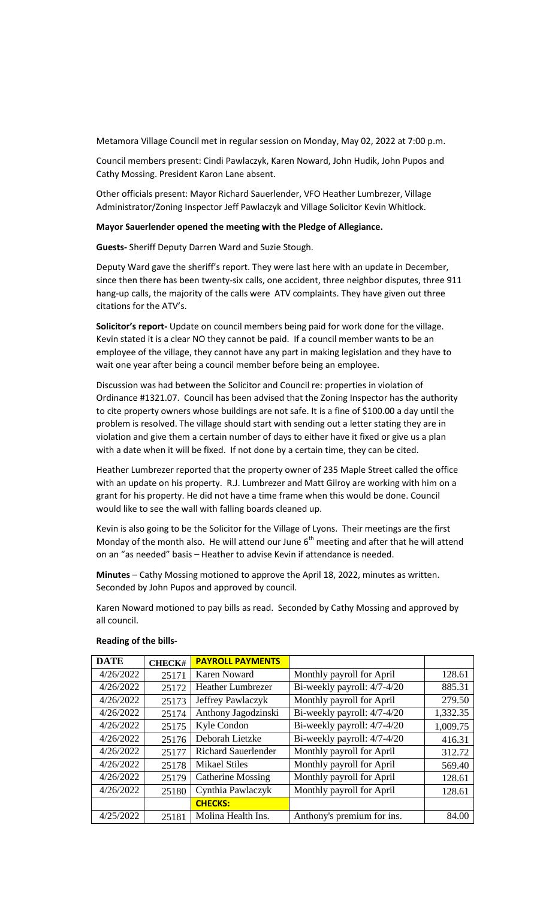Metamora Village Council met in regular session on Monday, May 02, 2022 at 7:00 p.m.

Council members present: Cindi Pawlaczyk, Karen Noward, John Hudik, John Pupos and Cathy Mossing. President Karon Lane absent.

Other officials present: Mayor Richard Sauerlender, VFO Heather Lumbrezer, Village Administrator/Zoning Inspector Jeff Pawlaczyk and Village Solicitor Kevin Whitlock.

**Mayor Sauerlender opened the meeting with the Pledge of Allegiance.**

**Guests-** Sheriff Deputy Darren Ward and Suzie Stough.

Deputy Ward gave the sheriff's report. They were last here with an update in December, since then there has been twenty-six calls, one accident, three neighbor disputes, three 911 hang-up calls, the majority of the calls were ATV complaints. They have given out three citations for the ATV's.

**Solicitor's report-** Update on council members being paid for work done for the village. Kevin stated it is a clear NO they cannot be paid. If a council member wants to be an employee of the village, they cannot have any part in making legislation and they have to wait one year after being a council member before being an employee.

Discussion was had between the Solicitor and Council re: properties in violation of Ordinance #1321.07. Council has been advised that the Zoning Inspector has the authority to cite property owners whose buildings are not safe. It is a fine of $100.00 a day until the problem is resolved. The village should start with sending out a letter stating they are in violation and give them a certain number of days to either have it fixed or give us a plan with a date when it will be fixed. If not done by a certain time, they can be cited.

Heather Lumbrezer reported that the property owner of 235 Maple Street called the office with an update on his property. R.J. Lumbrezer and Matt Gilroy are working with him on a grant for his property. He did not have a time frame when this would be done. Council would like to see the wall with falling boards cleaned up.

Kevin is also going to be the Solicitor for the Village of Lyons. Their meetings are the first Monday of the month also. He will attend our June 6th meeting and after that he will attend on an "as needed" basis – Heather to advise Kevin if attendance is needed.

**Minutes** – Cathy Mossing motioned to approve the April 18, 2022, minutes as written. Seconded by John Pupos and approved by council.

Karen Noward motioned to pay bills as read. Seconded by Cathy Mossing and approved by all council.

**Reading of the bills-**

| DATE | CHECK# | PAYROLL PAYMENTS | | |
|---|---|---|---|---|
| 4/26/2022 | 25171 | Karen Noward | Monthly payroll for April | 128.61 |
| 4/26/2022 | 25172 | Heather Lumbrezer | Bi-weekly payroll: 4/7-4/20 | 885.31 |
| 4/26/2022 | 25173 | Jeffrey Pawlaczyk | Monthly payroll for April | 279.50 |
| 4/26/2022 | 25174 | Anthony Jagodzinski | Bi-weekly payroll: 4/7-4/20 | 1,332.35 |
| 4/26/2022 | 25175 | Kyle Condon | Bi-weekly payroll: 4/7-4/20 | 1,009.75 |
| 4/26/2022 | 25176 | Deborah Lietzke | Bi-weekly payroll: 4/7-4/20 | 416.31 |
| 4/26/2022 | 25177 | Richard Sauerlender | Monthly payroll for April | 312.72 |
| 4/26/2022 | 25178 | Mikael Stiles | Monthly payroll for April | 569.40 |
| 4/26/2022 | 25179 | Catherine Mossing | Monthly payroll for April | 128.61 |
| 4/26/2022 | 25180 | Cynthia Pawlaczyk | Monthly payroll for April | 128.61 |
| | | **CHECKS:** | | |
| 4/25/2022 | 25181 | Molina Health Ins. | Anthony's premium for ins. | 84.00 |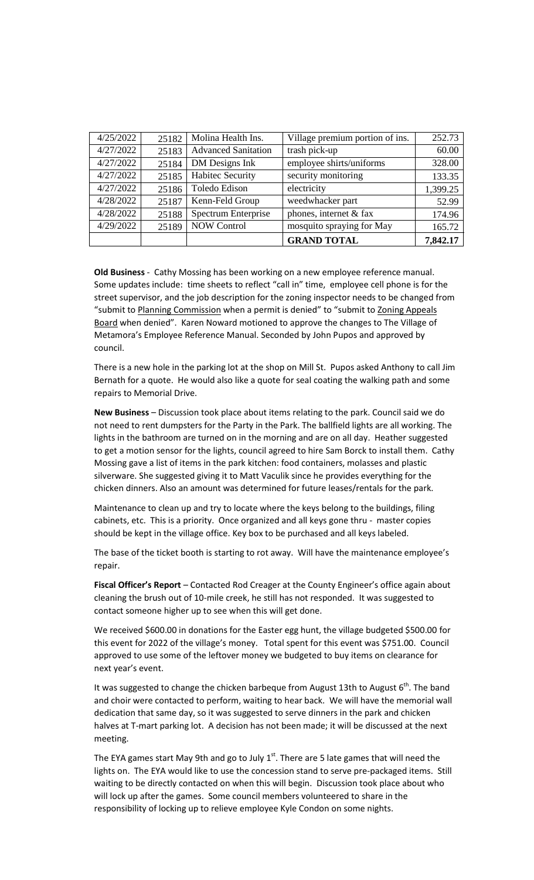| 4/25/2022 | 25182 | Molina Health Ins. | Village premium portion of ins. | 252.73 |
|---|---|---|---|---|
| 4/27/2022 | 25183 | Advanced Sanitation | trash pick-up | 60.00 |
| 4/27/2022 | 25184 | DM Designs Ink | employee shirts/uniforms | 328.00 |
| 4/27/2022 | 25185 | Habitec Security | security monitoring | 133.35 |
| 4/27/2022 | 25186 | Toledo Edison | electricity | 1,399.25 |
| 4/28/2022 | 25187 | Kenn-Feld Group | weedwhacker part | 52.99 |
| 4/28/2022 | 25188 | Spectrum Enterprise | phones, internet & fax | 174.96 |
| 4/29/2022 | 25189 | NOW Control | mosquito spraying for May | 165.72 |
| | | | **GRAND TOTAL** | **7,842.17** |

**Old Business** - Cathy Mossing has been working on a new employee reference manual. Some updates include: time sheets to reflect "call in" time, employee cell phone is for the street supervisor, and the job description for the zoning inspector needs to be changed from "submit to Planning Commission when a permit is denied" to "submit to Zoning Appeals Board when denied". Karen Noward motioned to approve the changes to The Village of Metamora's Employee Reference Manual. Seconded by John Pupos and approved by council.

There is a new hole in the parking lot at the shop on Mill St. Pupos asked Anthony to call Jim Bernath for a quote. He would also like a quote for seal coating the walking path and some repairs to Memorial Drive.

**New Business** – Discussion took place about items relating to the park. Council said we do not need to rent dumpsters for the Party in the Park. The ballfield lights are all working. The lights in the bathroom are turned on in the morning and are on all day. Heather suggested to get a motion sensor for the lights, council agreed to hire Sam Borck to install them. Cathy Mossing gave a list of items in the park kitchen: food containers, molasses and plastic silverware. She suggested giving it to Matt Vaculik since he provides everything for the chicken dinners. Also an amount was determined for future leases/rentals for the park.

Maintenance to clean up and try to locate where the keys belong to the buildings, filing cabinets, etc. This is a priority. Once organized and all keys gone thru - master copies should be kept in the village office. Key box to be purchased and all keys labeled.

The base of the ticket booth is starting to rot away. Will have the maintenance employee's repair.

**Fiscal Officer's Report** – Contacted Rod Creager at the County Engineer's office again about cleaning the brush out of 10-mile creek, he still has not responded. It was suggested to contact someone higher up to see when this will get done.

We received $600.00 in donations for the Easter egg hunt, the village budgeted $500.00 for this event for 2022 of the village's money. Total spent for this event was $751.00. Council approved to use some of the leftover money we budgeted to buy items on clearance for next year's event.

It was suggested to change the chicken barbeque from August 13th to August 6th. The band and choir were contacted to perform, waiting to hear back. We will have the memorial wall dedication that same day, so it was suggested to serve dinners in the park and chicken halves at T-mart parking lot. A decision has not been made; it will be discussed at the next meeting.

The EYA games start May 9th and go to July 1st. There are 5 late games that will need the lights on. The EYA would like to use the concession stand to serve pre-packaged items. Still waiting to be directly contacted on when this will begin. Discussion took place about who will lock up after the games. Some council members volunteered to share in the responsibility of locking up to relieve employee Kyle Condon on some nights.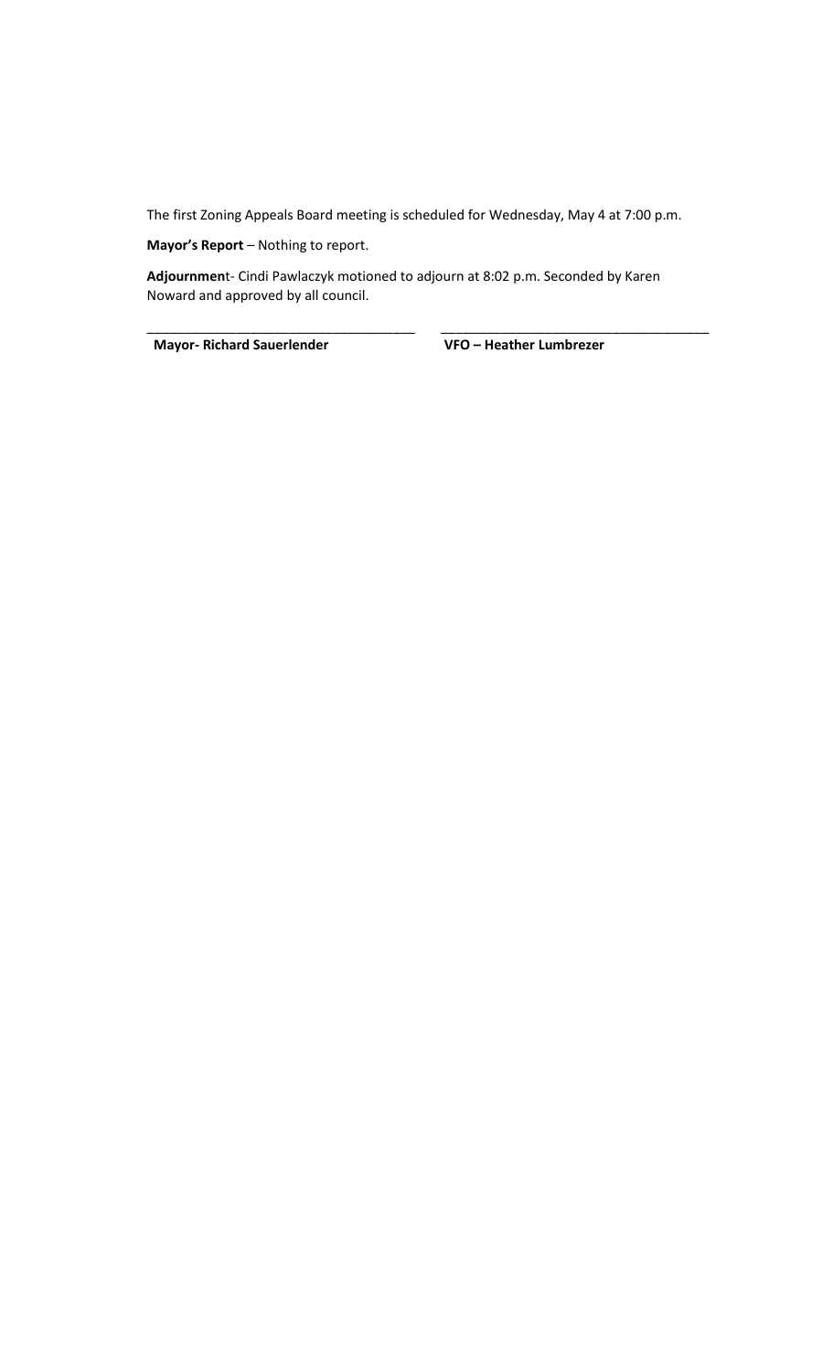The first Zoning Appeals Board meeting is scheduled for Wednesday, May 4 at 7:00 p.m.

**Mayor's Report** – Nothing to report.

**Adjournmen**t- Cindi Pawlaczyk motioned to adjourn at 8:02 p.m. Seconded by Karen Noward and approved by all council.

___________________________________ ___________________________________

**Mayor- Richard Sauerlender** **VFO – Heather Lumbrezer**